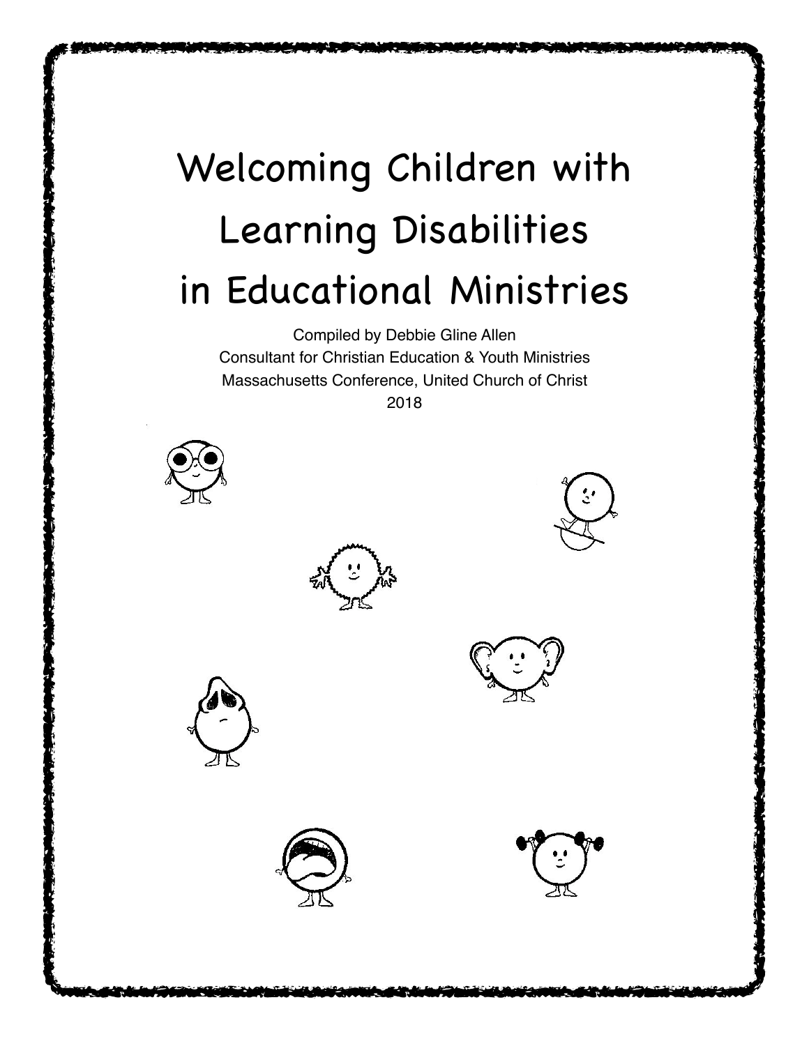# Welcoming Children with Learning Disabilities in Educational Ministries

Compiled by Debbie Gline Allen

Consultant for Christian Education & Youth Ministries

Massachusetts Conference, United Church of Christ

2018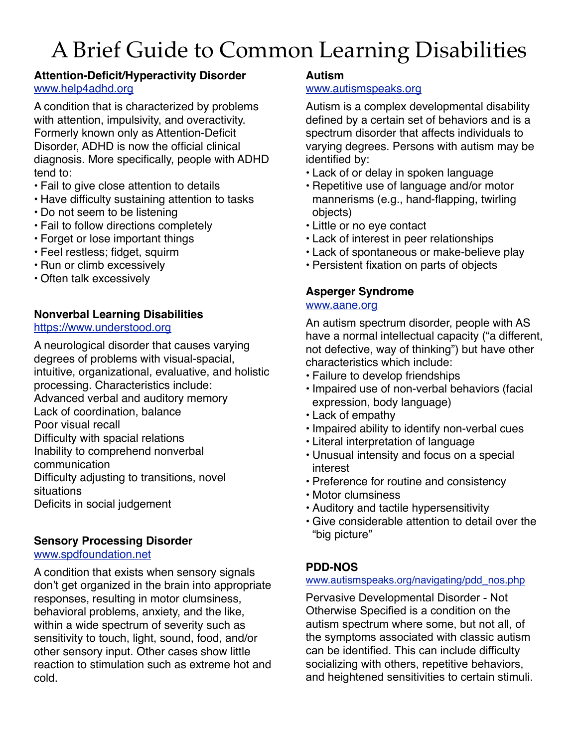# A Brief Guide to Common Learning Disabilities

### Attention-Deficit/Hyperactivity Disorder

www.help4adhd.org

A condition that is characterized by problems with attention, impulsivity, and overactivity. Formerly known only as Attention-Deficit Disorder, ADHD is now the official clinical diagnosis. More specifically, people with ADHD tend to:

- Fail to give close attention to details
- Have difficulty sustaining attention to tasks
- Do not seem to be listening
- Fail to follow directions completely
- Forget or lose important things
- Feel restless; fidget, squirm
- Run or climb excessively
- Often talk excessively

### Nonverbal Learning Disabilities

https://www.understood.org

A neurological disorder that causes varying degrees of problems with visual-spacial, intuitive, organizational, evaluative, and holistic processing. Characteristics include:

Advanced verbal and auditory memory
Lack of coordination, balance
Poor visual recall
Difficulty with spacial relations
Inability to comprehend nonverbal communication
Difficulty adjusting to transitions, novel situations
Deficits in social judgement

### Sensory Processing Disorder

www.spdfoundation.net

A condition that exists when sensory signals don't get organized in the brain into appropriate responses, resulting in motor clumsiness, behavioral problems, anxiety, and the like, within a wide spectrum of severity such as sensitivity to touch, light, sound, food, and/or other sensory input. Other cases show little reaction to stimulation such as extreme hot and cold.

### Autism

www.autismspeaks.org

Autism is a complex developmental disability defined by a certain set of behaviors and is a spectrum disorder that affects individuals to varying degrees. Persons with autism may be identified by:

- Lack of or delay in spoken language
- Repetitive use of language and/or motor mannerisms (e.g., hand-flapping, twirling objects)
- Little or no eye contact
- Lack of interest in peer relationships
- Lack of spontaneous or make-believe play
- Persistent fixation on parts of objects

### Asperger Syndrome

www.aane.org

An autism spectrum disorder, people with AS have a normal intellectual capacity ("a different, not defective, way of thinking") but have other characteristics which include:

- Failure to develop friendships
- Impaired use of non-verbal behaviors (facial expression, body language)
- Lack of empathy
- Impaired ability to identify non-verbal cues
- Literal interpretation of language
- Unusual intensity and focus on a special interest
- Preference for routine and consistency
- Motor clumsiness
- Auditory and tactile hypersensitivity
- Give considerable attention to detail over the "big picture"

### PDD-NOS

www.autismspeaks.org/navigating/pdd_nos.php

Pervasive Developmental Disorder - Not Otherwise Specified is a condition on the autism spectrum where some, but not all, of the symptoms associated with classic autism can be identified. This can include difficulty socializing with others, repetitive behaviors, and heightened sensitivities to certain stimuli.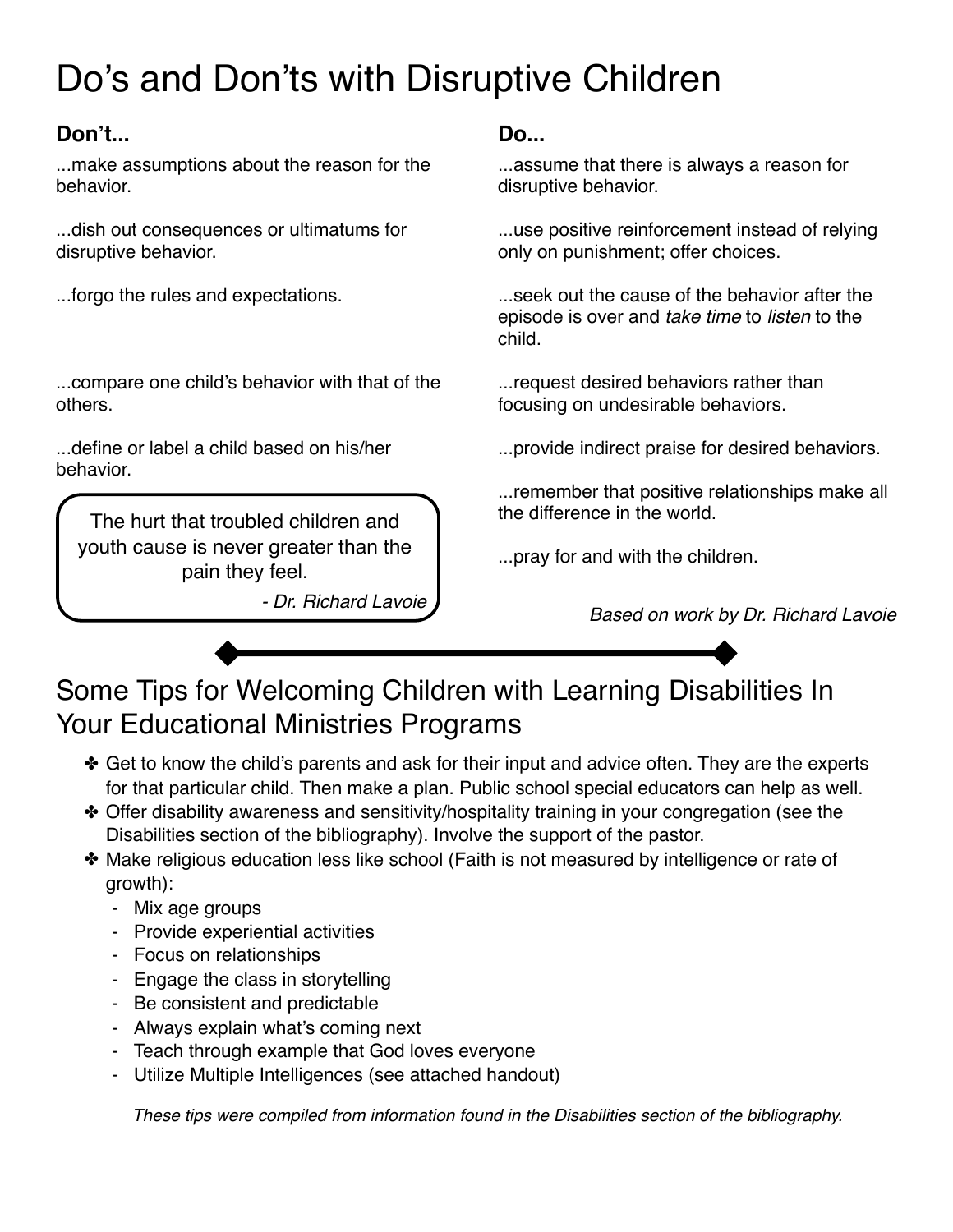# Do's and Don'ts with Disruptive Children

**Don't...**

...make assumptions about the reason for the behavior.

...dish out consequences or ultimatums for disruptive behavior.

...forgo the rules and expectations.

...compare one child's behavior with that of the others.

...define or label a child based on his/her behavior.

> The hurt that troubled children and youth cause is never greater than the pain they feel.
>
> *- Dr. Richard Lavoie*

**Do...**

...assume that there is always a reason for disruptive behavior.

...use positive reinforcement instead of relying only on punishment; offer choices.

...seek out the cause of the behavior after the episode is over and *take time* to *listen* to the child.

...request desired behaviors rather than focusing on undesirable behaviors.

...provide indirect praise for desired behaviors.

...remember that positive relationships make all the difference in the world.

...pray for and with the children.

*Based on work by Dr. Richard Lavoie*

## Some Tips for Welcoming Children with Learning Disabilities In Your Educational Ministries Programs

- Get to know the child's parents and ask for their input and advice often. They are the experts for that particular child. Then make a plan. Public school special educators can help as well.
- Offer disability awareness and sensitivity/hospitality training in your congregation (see the Disabilities section of the bibliography). Involve the support of the pastor.
- Make religious education less like school (Faith is not measured by intelligence or rate of growth):
  - Mix age groups
  - Provide experiential activities
  - Focus on relationships
  - Engage the class in storytelling
  - Be consistent and predictable
  - Always explain what's coming next
  - Teach through example that God loves everyone
  - Utilize Multiple Intelligences (see attached handout)

*These tips were compiled from information found in the Disabilities section of the bibliography.*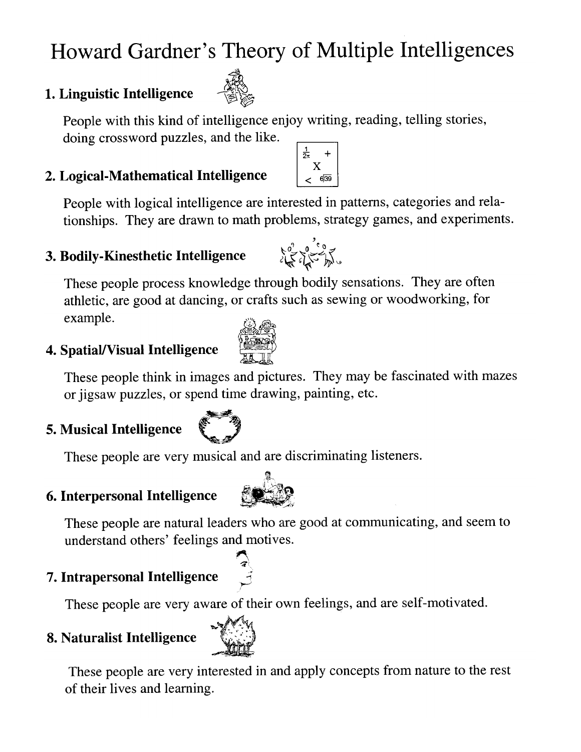# Howard Gardner's Theory of Multiple Intelligences

**1. Linguistic Intelligence**

People with this kind of intelligence enjoy writing, reading, telling stories, doing crossword puzzles, and the like.

**2. Logical-Mathematical Intelligence**

People with logical intelligence are interested in patterns, categories and relationships. They are drawn to math problems, strategy games, and experiments.

**3. Bodily-Kinesthetic Intelligence**

These people process knowledge through bodily sensations. They are often athletic, are good at dancing, or crafts such as sewing or woodworking, for example.

**4. Spatial/Visual Intelligence**

These people think in images and pictures. They may be fascinated with mazes or jigsaw puzzles, or spend time drawing, painting, etc.

**5. Musical Intelligence**

These people are very musical and are discriminating listeners.

**6. Interpersonal Intelligence**

These people are natural leaders who are good at communicating, and seem to understand others' feelings and motives.

**7. Intrapersonal Intelligence**

These people are very aware of their own feelings, and are self-motivated.

**8. Naturalist Intelligence**

These people are very interested in and apply concepts from nature to the rest of their lives and learning.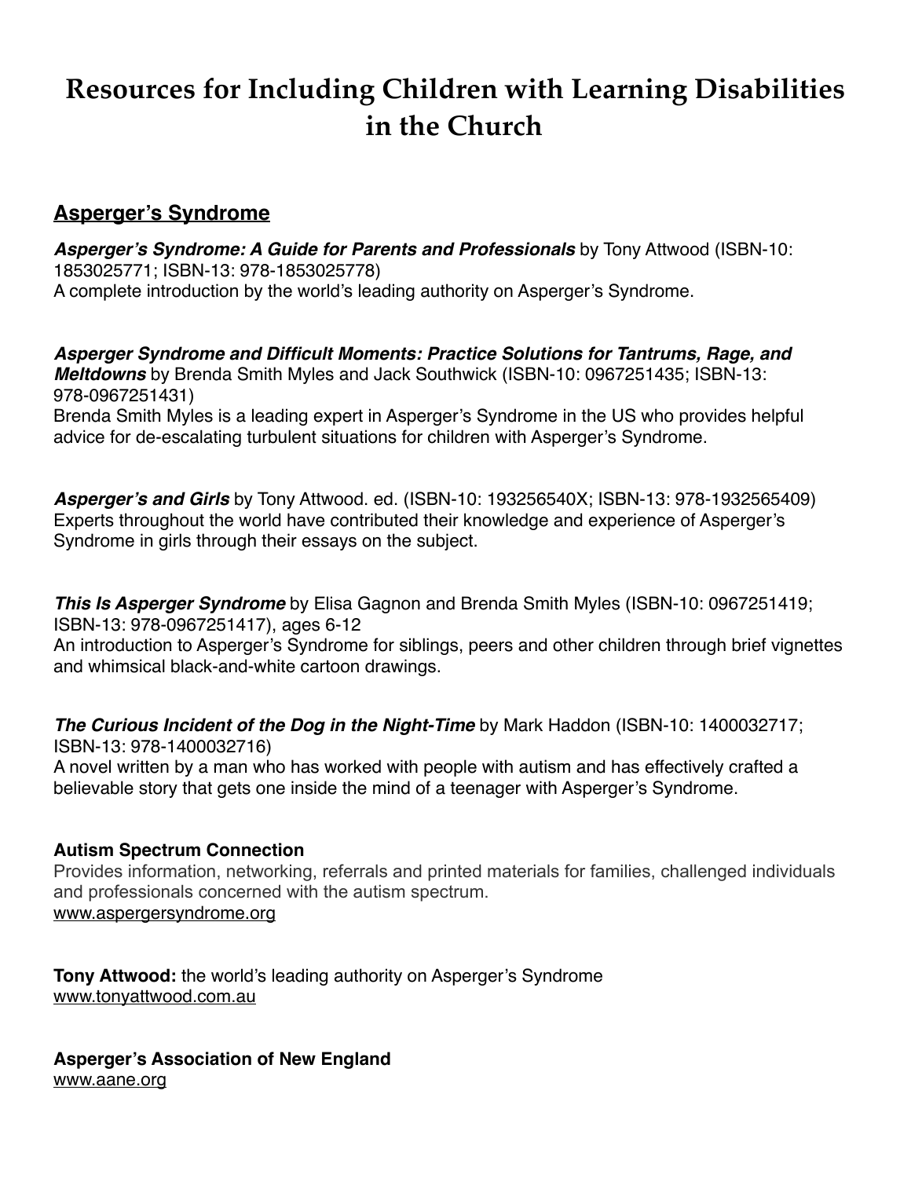# Resources for Including Children with Learning Disabilities in the Church

## Asperger's Syndrome

***Asperger's Syndrome: A Guide for Parents and Professionals*** by Tony Attwood (ISBN-10: 1853025771; ISBN-13: 978-1853025778)
A complete introduction by the world's leading authority on Asperger's Syndrome.

***Asperger Syndrome and Difficult Moments: Practice Solutions for Tantrums, Rage, and Meltdowns*** by Brenda Smith Myles and Jack Southwick (ISBN-10: 0967251435; ISBN-13: 978-0967251431)
Brenda Smith Myles is a leading expert in Asperger's Syndrome in the US who provides helpful advice for de-escalating turbulent situations for children with Asperger's Syndrome.

***Asperger's and Girls*** by Tony Attwood. ed. (ISBN-10: 193256540X; ISBN-13: 978-1932565409)
Experts throughout the world have contributed their knowledge and experience of Asperger's Syndrome in girls through their essays on the subject.

***This Is Asperger Syndrome*** by Elisa Gagnon and Brenda Smith Myles (ISBN-10: 0967251419; ISBN-13: 978-0967251417), ages 6-12
An introduction to Asperger's Syndrome for siblings, peers and other children through brief vignettes and whimsical black-and-white cartoon drawings.

***The Curious Incident of the Dog in the Night-Time*** by Mark Haddon (ISBN-10: 1400032717; ISBN-13: 978-1400032716)
A novel written by a man who has worked with people with autism and has effectively crafted a believable story that gets one inside the mind of a teenager with Asperger's Syndrome.

**Autism Spectrum Connection**
Provides information, networking, referrals and printed materials for families, challenged individuals and professionals concerned with the autism spectrum.
www.aspergersyndrome.org

**Tony Attwood:** the world's leading authority on Asperger's Syndrome
www.tonyattwood.com.au

**Asperger's Association of New England**
www.aane.org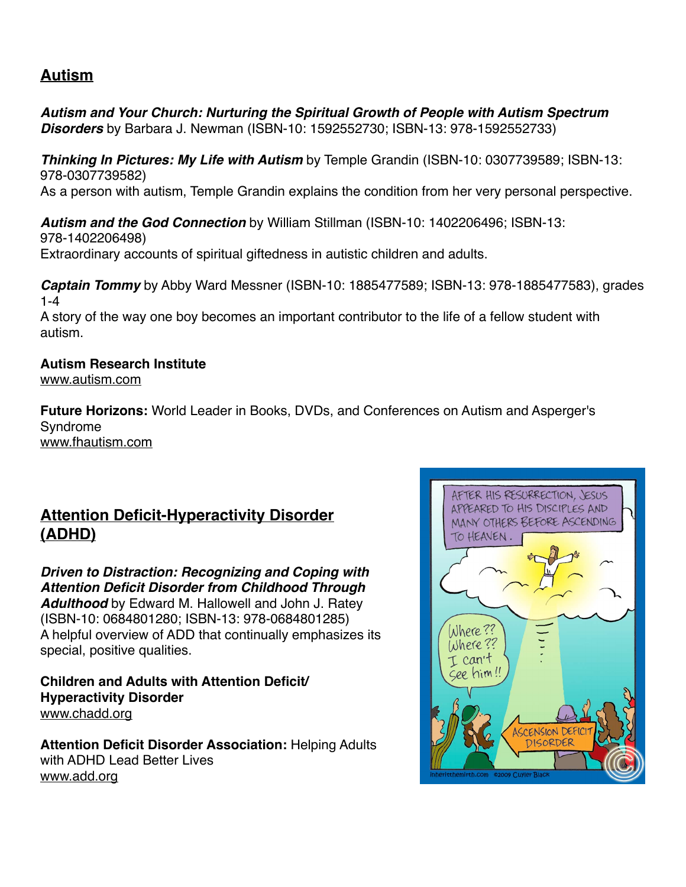## Autism

***Autism and Your Church: Nurturing the Spiritual Growth of People with Autism Spectrum Disorders*** by Barbara J. Newman (ISBN-10: 1592552730; ISBN-13: 978-1592552733)

***Thinking In Pictures: My Life with Autism*** by Temple Grandin (ISBN-10: 0307739589; ISBN-13: 978-0307739582)
As a person with autism, Temple Grandin explains the condition from her very personal perspective.

***Autism and the God Connection*** by William Stillman (ISBN-10: 1402206496; ISBN-13: 978-1402206498)
Extraordinary accounts of spiritual giftedness in autistic children and adults.

***Captain Tommy*** by Abby Ward Messner (ISBN-10: 1885477589; ISBN-13: 978-1885477583), grades 1-4
A story of the way one boy becomes an important contributor to the life of a fellow student with autism.

**Autism Research Institute**
www.autism.com

**Future Horizons:** World Leader in Books, DVDs, and Conferences on Autism and Asperger's Syndrome
www.fhautism.com

## Attention Deficit-Hyperactivity Disorder (ADHD)

***Driven to Distraction: Recognizing and Coping with Attention Deficit Disorder from Childhood Through Adulthood*** by Edward M. Hallowell and John J. Ratey (ISBN-10: 0684801280; ISBN-13: 978-0684801285)
A helpful overview of ADD that continually emphasizes its special, positive qualities.

**Children and Adults with Attention Deficit/ Hyperactivity Disorder**
www.chadd.org

**Attention Deficit Disorder Association:** Helping Adults with ADHD Lead Better Lives
www.add.org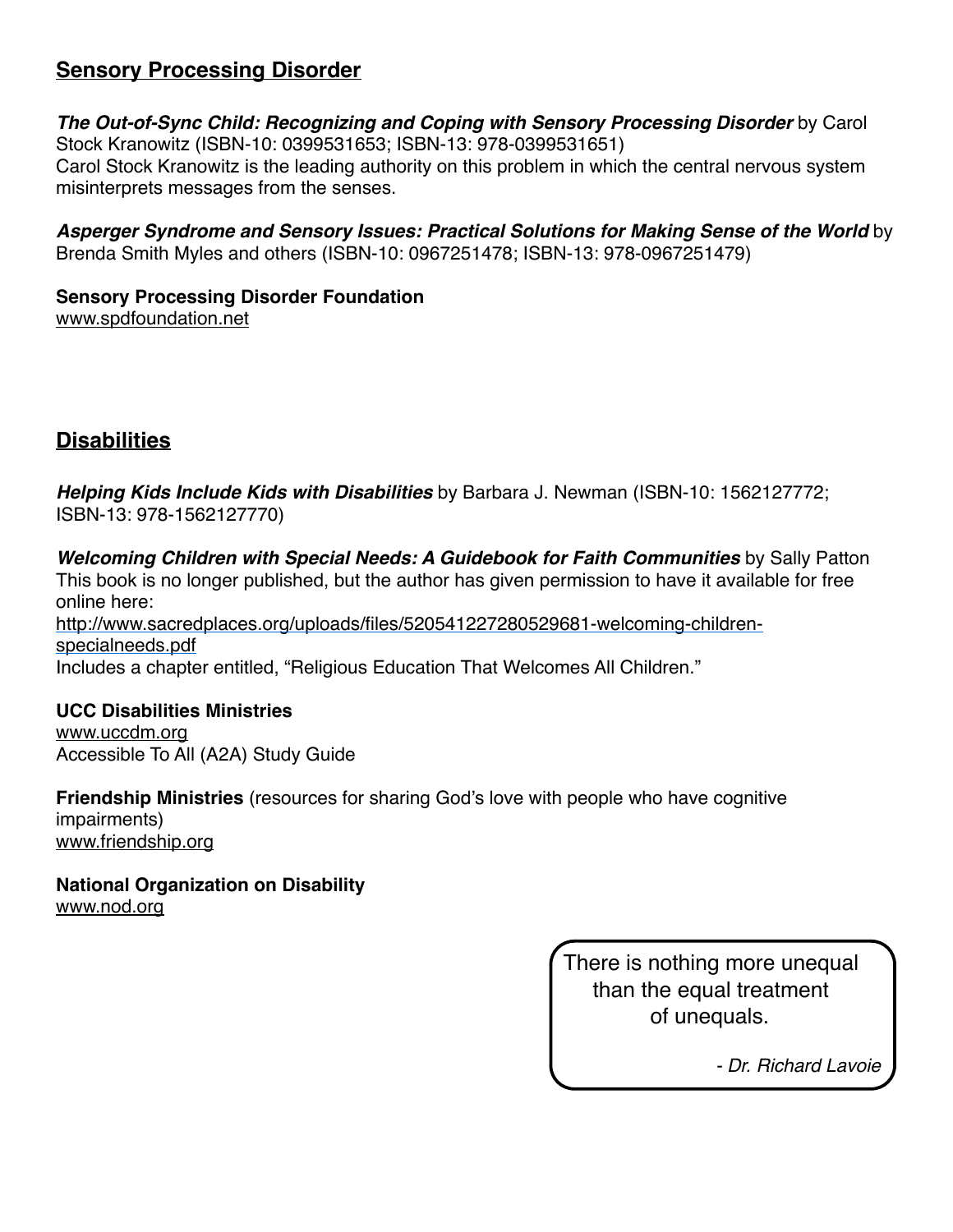## Sensory Processing Disorder

***The Out-of-Sync Child: Recognizing and Coping with Sensory Processing Disorder*** by Carol Stock Kranowitz (ISBN-10: 0399531653; ISBN-13: 978-0399531651)
Carol Stock Kranowitz is the leading authority on this problem in which the central nervous system misinterprets messages from the senses.

***Asperger Syndrome and Sensory Issues: Practical Solutions for Making Sense of the World*** by Brenda Smith Myles and others (ISBN-10: 0967251478; ISBN-13: 978-0967251479)

**Sensory Processing Disorder Foundation**
www.spdfoundation.net

## Disabilities

***Helping Kids Include Kids with Disabilities*** by Barbara J. Newman (ISBN-10: 1562127772; ISBN-13: 978-1562127770)

***Welcoming Children with Special Needs: A Guidebook for Faith Communities*** by Sally Patton
This book is no longer published, but the author has given permission to have it available for free online here:
http://www.sacredplaces.org/uploads/files/520541227280529681-welcoming-children-specialneeds.pdf
Includes a chapter entitled, "Religious Education That Welcomes All Children."

**UCC Disabilities Ministries**
www.uccdm.org
Accessible To All (A2A) Study Guide

**Friendship Ministries** (resources for sharing God's love with people who have cognitive impairments)
www.friendship.org

**National Organization on Disability**
www.nod.org

> There is nothing more unequal than the equal treatment of unequals.
>
> *- Dr. Richard Lavoie*